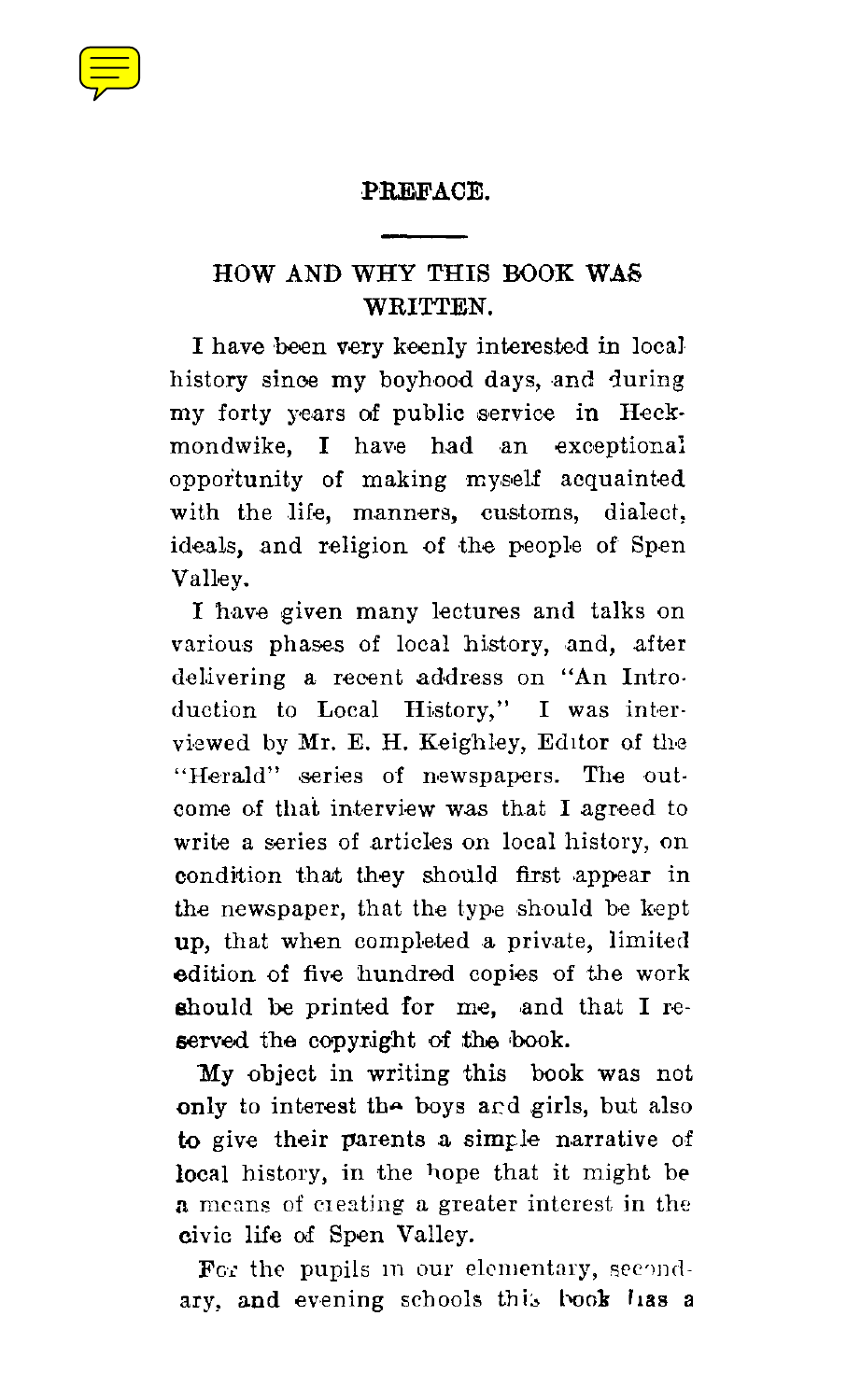# PREFACE.

## HOW AND WHY THIS BOOK WAS WRITTEN.

I have been very keenly interested in local history since my boyhood days, and during my forty years of public service in Heckmondwike, I have had an exceptional opportunity of making myself acquainted with the life, manners, customs, dialect, ideals, and religion of the people of Spen Valley.

I have given many lectures and talks on various phases of local history, and, after delivering a recent address on "An Introduction to Local History," I was interviewed by Mr. E. H. Keighley, Editor of the "Herald" series of newspapers. The outcome of that interview was that I agreed to write a series of articles on local history, on condition that they should first appear in the newspaper, that the type should be kept up, that when completed a private, limited edition of five hundred copies of the work should be printed for me, and that I reserved the copyright of the book.

My object in writing this book was not only to interest the boys and girls, but also to give their parents a simple narrative of local history, in the hope that it might be a means of creating a greater interest in the civic life of Spen Valley.

For the pupils in our elementary, secondary, and evening schools this book has a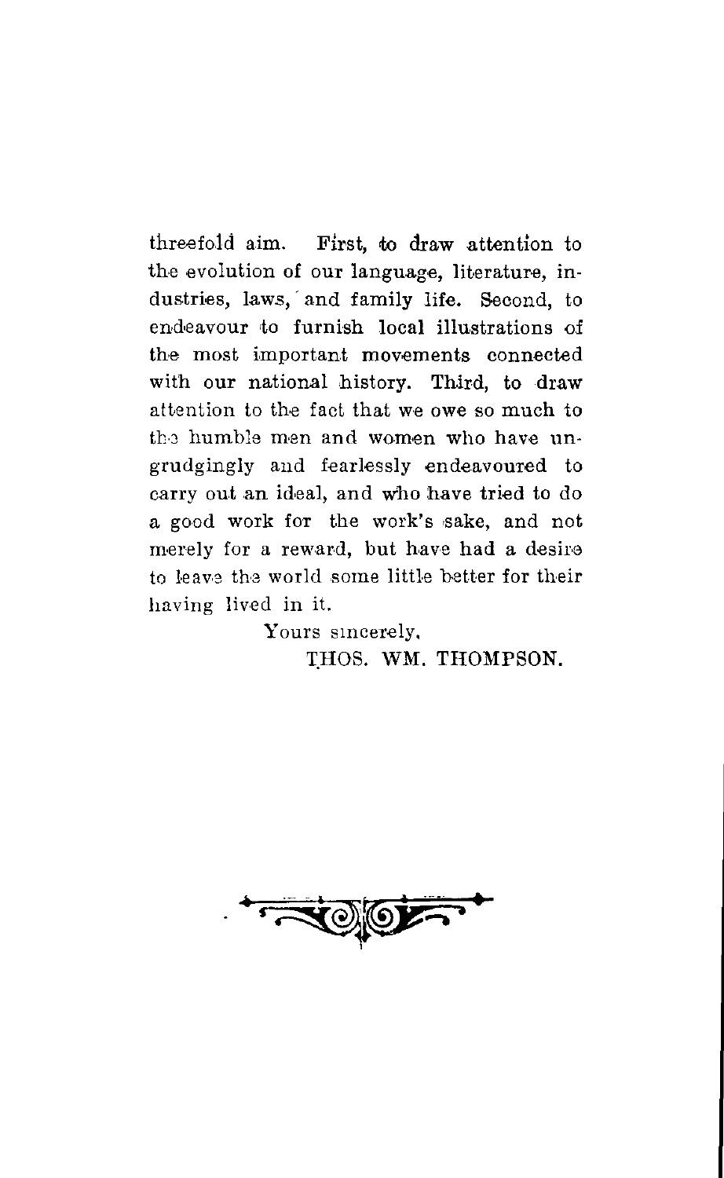threefold aim. First, to draw attention to the evolution of our language, literature, industries, laws, and family life. Second, to endeavour to furnish local illustrations of the most important movements connected with our national history. Third, to draw attention to the fact that we owe so much to the humble men and women who have ungrudgingly and fearlessly endeavoured to carry out an ideal, and who have tried to do a good work for the work's sake, and not merely for a reward, but have had a desire to leave the world some little better for their having lived in it.

Yours sincerely,

THOS. WM. THOMPSON.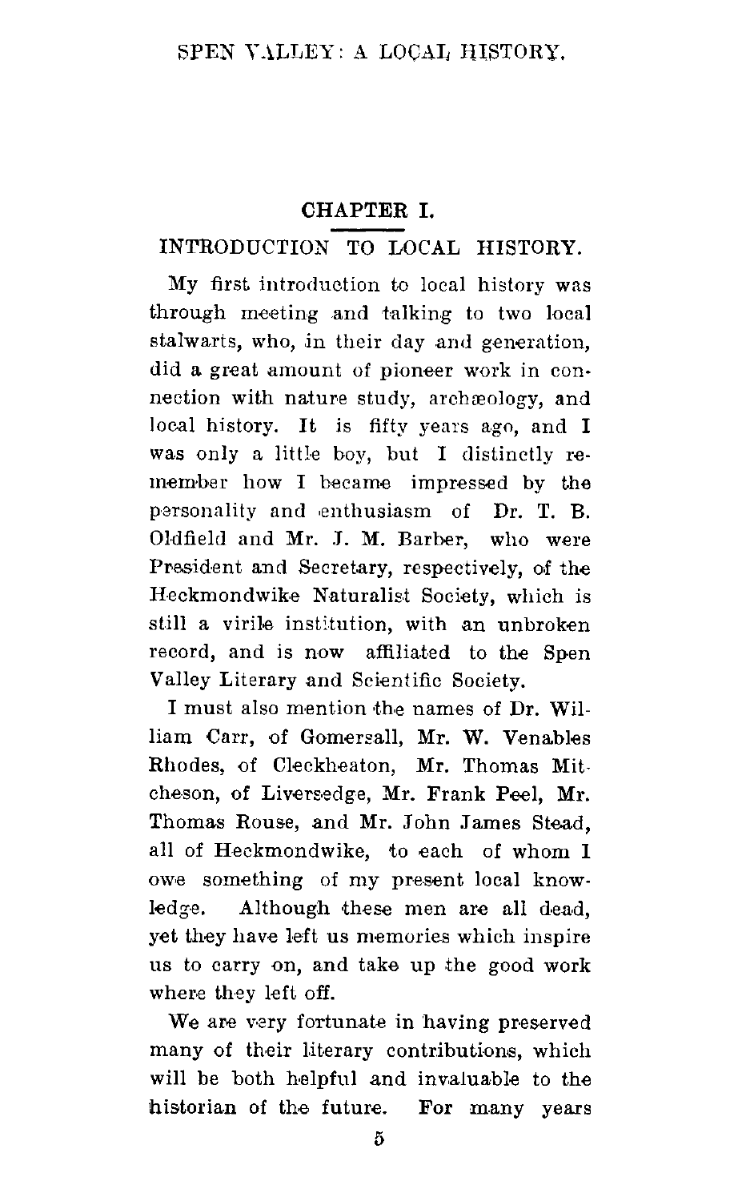# CHAPTER I.

## INTRODUCTION TO LOCAL HISTORY.

My first introduction to local history was through meeting and talking to two local stalwarts, who, in their day and generation, did a great amount of pioneer work in connection with nature study, archæology, and local history. It is fifty years ago, and I was only a little boy, but I distinctly remember how I became impressed by the personality and enthusiasm of Dr. T. B. Oldfield and Mr. J. M. Barber, who were President and Secretary, respectively, of the Heckmondwike Naturalist Society, which is still a virile institution, with an unbroken record, and is now affiliated to the Spen Valley Literary and Scientific Society.

I must also mention the names of Dr. William Carr, of Gomersall, Mr. W. Venables Rhodes, of Cleckheaton, Mr. Thomas Mitcheson, of Liversedge, Mr. Frank Peel, Mr. Thomas Rouse, and Mr. John James Stead, all of Heckmondwike, to each of whom I owe something of my present local knowledge. Although these men are all dead, yet they have left us memories which inspire us to carry on, and take up the good work where they left off.

We are very fortunate in having preserved many of their literary contributions, which will be both helpful and invaluable to the historian of the future. For many years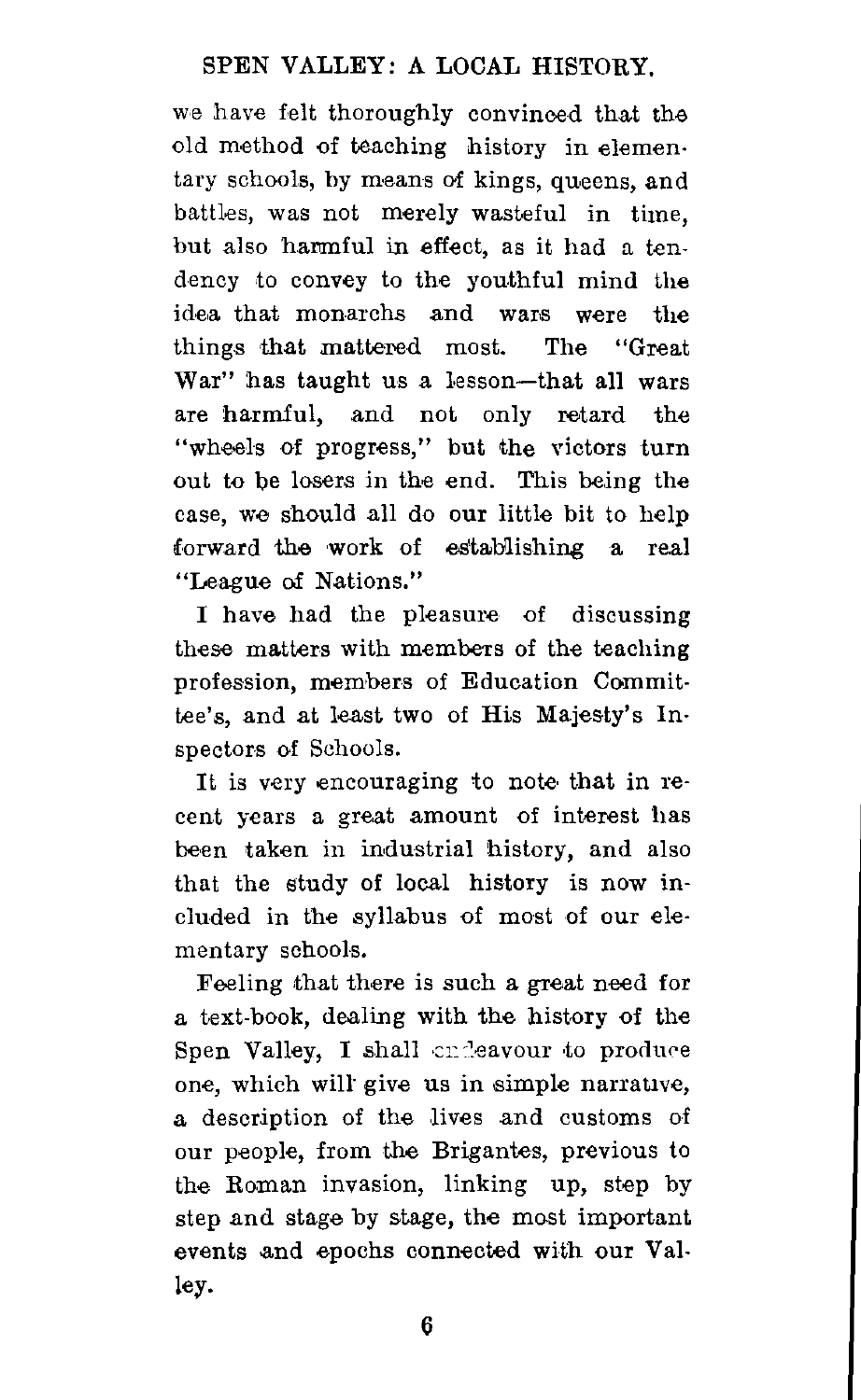we have felt thoroughly convinced that the old method of teaching history in elementary schools, by means of kings, queens, and battles, was not merely wasteful in time, but also harmful in effect, as it had a tendency to convey to the youthful mind the idea that monarchs and wars were the things that mattered most. The "Great War" has taught us a lesson—that all wars are harmful, and not only retard the "wheels of progress," but the victors turn out to be losers in the end. This being the case, we should all do our little bit to help forward the work of establishing a real "League of Nations."

I have had the pleasure of discussing these matters with members of the teaching profession, members of Education Committee's, and at least two of His Majesty's Inspectors of Schools.

It is very encouraging to note that in recent years a great amount of interest has been taken in industrial history, and also that the study of local history is now included in the syllabus of most of our elementary schools.

Feeling that there is such a great need for a text-book, dealing with the history of the Spen Valley, I shall endeavour to produce one, which will give us in simple narrative, a description of the lives and customs of our people, from the Brigantes, previous to the Roman invasion, linking up, step by step and stage by stage, the most important events and epochs connected with our Valley.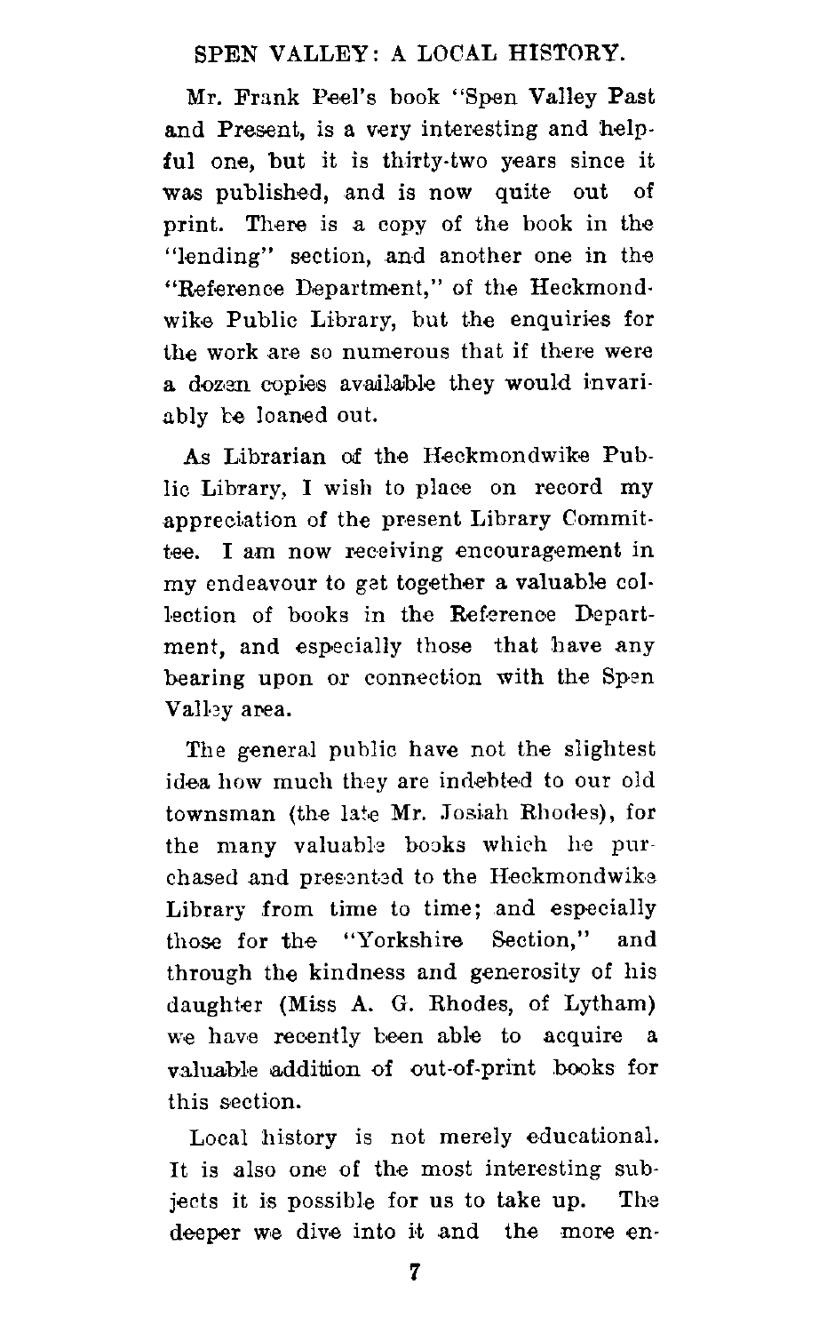## SPEN VALLEY: A LOCAL HISTORY.

Mr. Frank Peel's book "Spen Valley Past and Present, is a very interesting and helpful one, but it is thirty-two years since it was published, and is now quite out of print. There is a copy of the book in the "lending" section, and another one in the "Reference Department," of the Heckmondwike Public Library, but the enquiries for the work are so numerous that if there were a dozen copies available they would invariably be loaned out.

As Librarian of the Heckmondwike Public Library, I wish to place on record my appreciation of the present Library Committee. I am now receiving encouragement in my endeavour to get together a valuable collection of books in the Reference Department, and especially those that have any bearing upon or connection with the Spen Valley area.

The general public have not the slightest idea how much they are indebted to our old townsman (the late Mr. Josiah Rhodes), for the many valuable books which he purchased and presented to the Heckmondwike Library from time to time; and especially those for the "Yorkshire Section," and through the kindness and generosity of his daughter (Miss A. G. Rhodes, of Lytham) we have recently been able to acquire a valuable addition of out-of-print books for this section.

Local history is not merely educational. It is also one of the most interesting subjects it is possible for us to take up. The deeper we dive into it and the more en-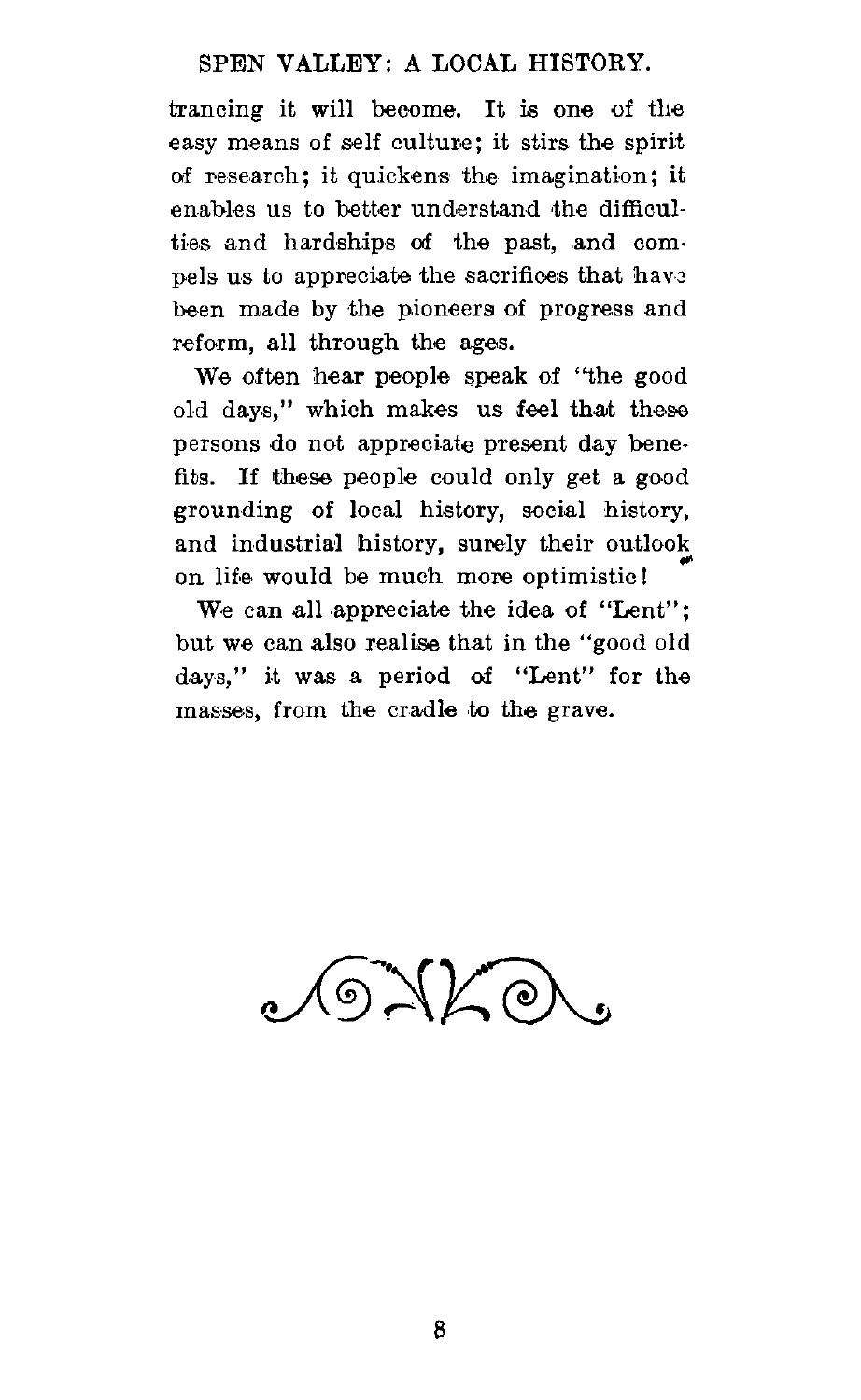trancing it will become. It is one of the easy means of self culture; it stirs the spirit of research; it quickens the imagination; it enables us to better understand the difficulties and hardships of the past, and compels us to appreciate the sacrifices that have been made by the pioneers of progress and reform, all through the ages.

We often hear people speak of "the good old days," which makes us feel that these persons do not appreciate present day benefits. If these people could only get a good grounding of local history, social history, and industrial history, surely their outlook on life would be much more optimistic!

We can all appreciate the idea of "Lent"; but we can also realise that in the "good old days," it was a period of "Lent" for the masses, from the cradle to the grave.